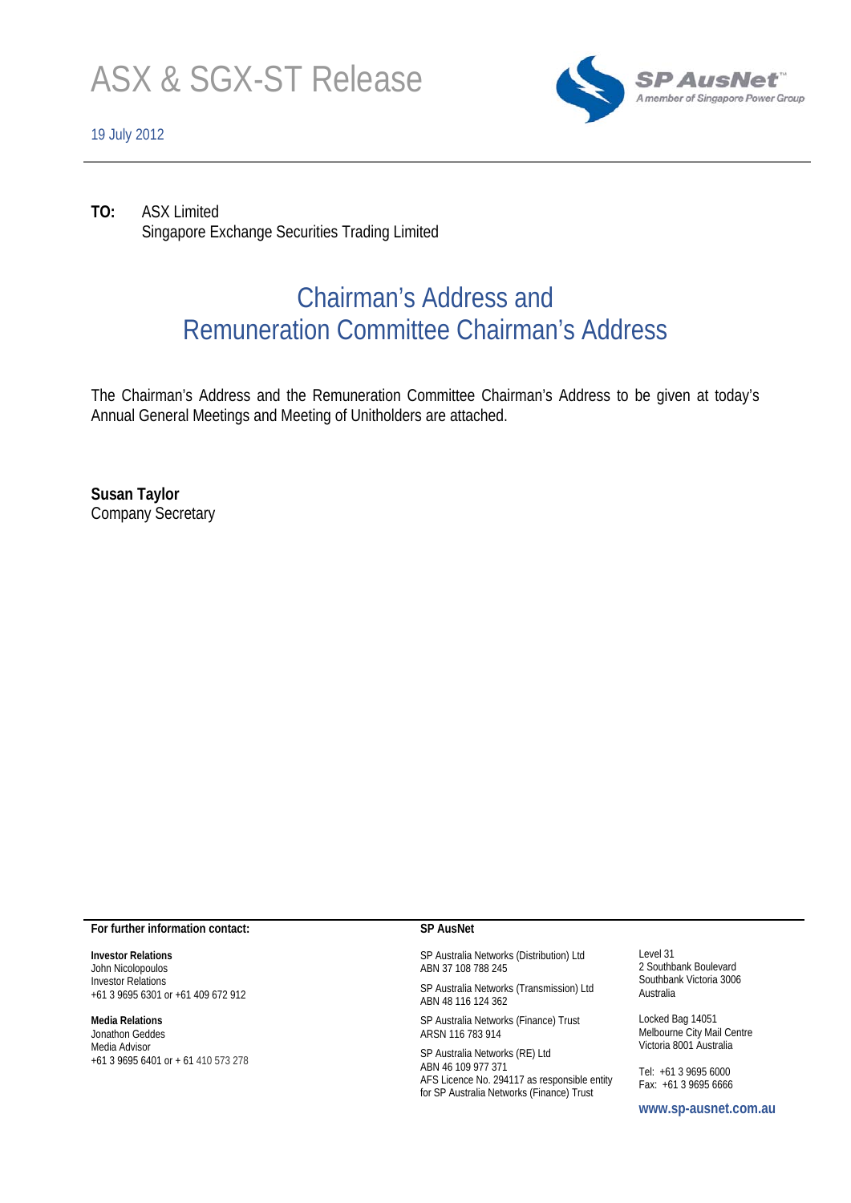# ASX & SGX-ST Release

19 July 2012

SP AusNet™
A member of Singapore Power Group

**TO:** ASX Limited
Singapore Exchange Securities Trading Limited

## Chairman's Address and Remuneration Committee Chairman's Address

The Chairman's Address and the Remuneration Committee Chairman's Address to be given at today's Annual General Meetings and Meeting of Unitholders are attached.

**Susan Taylor**
Company Secretary

**For further information contact:**

**Investor Relations**
John Nicolopoulos
Investor Relations
+61 3 9695 6301 or +61 409 672 912

**Media Relations**
Jonathon Geddes
Media Advisor
+61 3 9695 6401 or + 61 410 573 278

**SP AusNet**

SP Australia Networks (Distribution) Ltd
ABN 37 108 788 245

SP Australia Networks (Transmission) Ltd
ABN 48 116 124 362

SP Australia Networks (Finance) Trust
ARSN 116 783 914

SP Australia Networks (RE) Ltd
ABN 46 109 977 371
AFS Licence No. 294117 as responsible entity for SP Australia Networks (Finance) Trust

Level 31
2 Southbank Boulevard
Southbank Victoria 3006
Australia

Locked Bag 14051
Melbourne City Mail Centre
Victoria 8001 Australia

Tel: +61 3 9695 6000
Fax: +61 3 9695 6666

**www.sp-ausnet.com.au**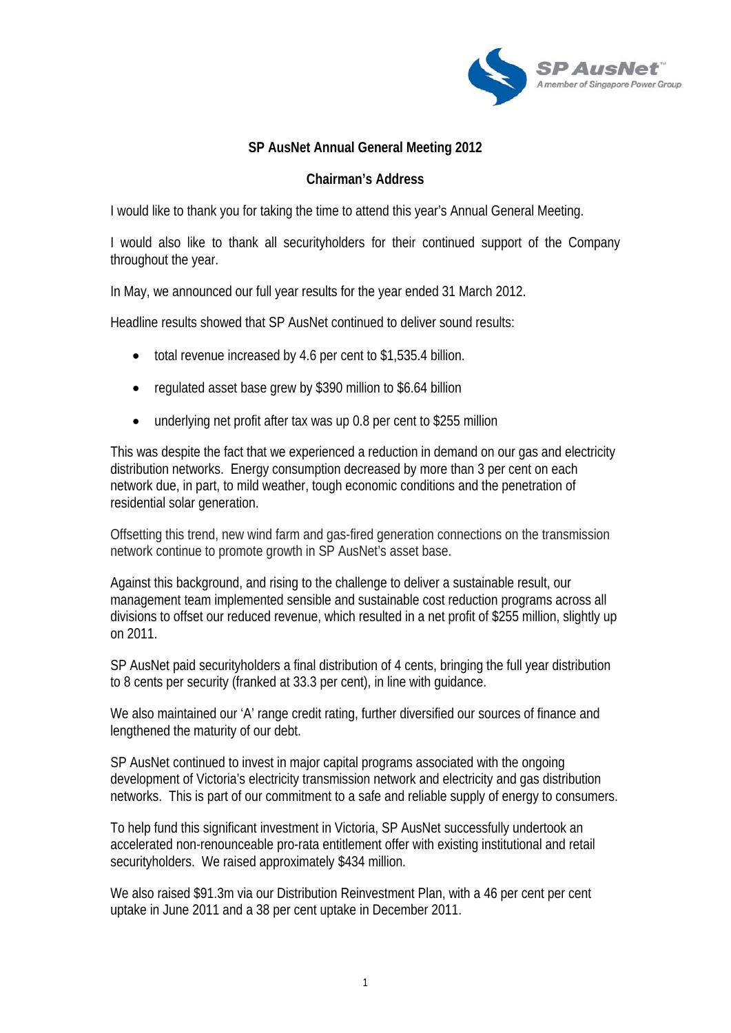## SP AusNet Annual General Meeting 2012

### Chairman's Address

I would like to thank you for taking the time to attend this year's Annual General Meeting.

I would also like to thank all securityholders for their continued support of the Company throughout the year.

In May, we announced our full year results for the year ended 31 March 2012.

Headline results showed that SP AusNet continued to deliver sound results:

- total revenue increased by 4.6 per cent to $1,535.4 billion.
- regulated asset base grew by $390 million to $6.64 billion
- underlying net profit after tax was up 0.8 per cent to $255 million

This was despite the fact that we experienced a reduction in demand on our gas and electricity distribution networks. Energy consumption decreased by more than 3 per cent on each network due, in part, to mild weather, tough economic conditions and the penetration of residential solar generation.

Offsetting this trend, new wind farm and gas-fired generation connections on the transmission network continue to promote growth in SP AusNet's asset base.

Against this background, and rising to the challenge to deliver a sustainable result, our management team implemented sensible and sustainable cost reduction programs across all divisions to offset our reduced revenue, which resulted in a net profit of $255 million, slightly up on 2011.

SP AusNet paid securityholders a final distribution of 4 cents, bringing the full year distribution to 8 cents per security (franked at 33.3 per cent), in line with guidance.

We also maintained our 'A' range credit rating, further diversified our sources of finance and lengthened the maturity of our debt.

SP AusNet continued to invest in major capital programs associated with the ongoing development of Victoria's electricity transmission network and electricity and gas distribution networks. This is part of our commitment to a safe and reliable supply of energy to consumers.

To help fund this significant investment in Victoria, SP AusNet successfully undertook an accelerated non-renounceable pro-rata entitlement offer with existing institutional and retail securityholders. We raised approximately $434 million.

We also raised $91.3m via our Distribution Reinvestment Plan, with a 46 per cent per cent uptake in June 2011 and a 38 per cent uptake in December 2011.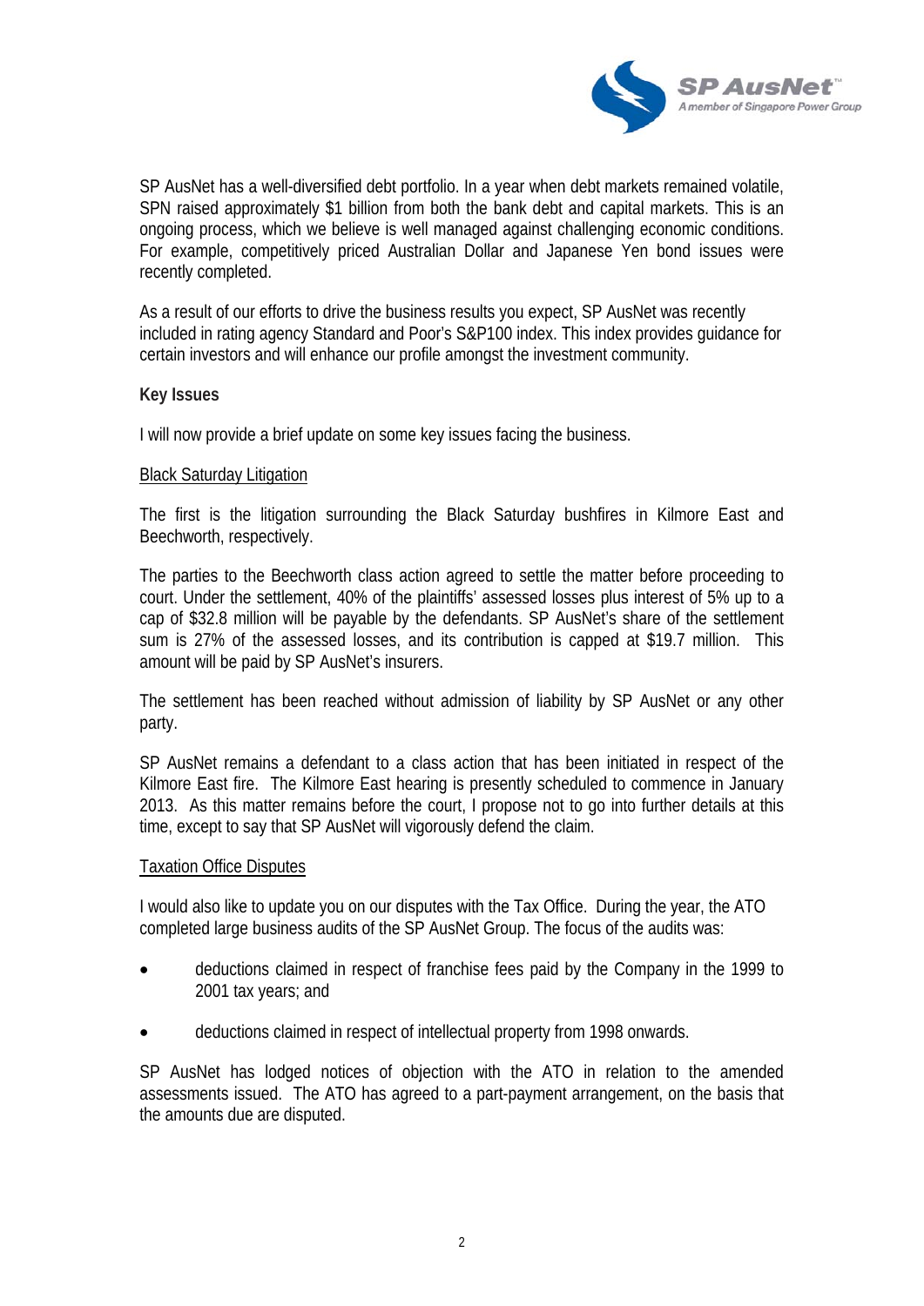SP AusNet has a well-diversified debt portfolio. In a year when debt markets remained volatile, SPN raised approximately $1 billion from both the bank debt and capital markets. This is an ongoing process, which we believe is well managed against challenging economic conditions. For example, competitively priced Australian Dollar and Japanese Yen bond issues were recently completed.

As a result of our efforts to drive the business results you expect, SP AusNet was recently included in rating agency Standard and Poor's S&P100 index. This index provides guidance for certain investors and will enhance our profile amongst the investment community.

**Key Issues**

I will now provide a brief update on some key issues facing the business.

Black Saturday Litigation

The first is the litigation surrounding the Black Saturday bushfires in Kilmore East and Beechworth, respectively.

The parties to the Beechworth class action agreed to settle the matter before proceeding to court. Under the settlement, 40% of the plaintiffs' assessed losses plus interest of 5% up to a cap of $32.8 million will be payable by the defendants. SP AusNet's share of the settlement sum is 27% of the assessed losses, and its contribution is capped at $19.7 million. This amount will be paid by SP AusNet's insurers.

The settlement has been reached without admission of liability by SP AusNet or any other party.

SP AusNet remains a defendant to a class action that has been initiated in respect of the Kilmore East fire. The Kilmore East hearing is presently scheduled to commence in January 2013. As this matter remains before the court, I propose not to go into further details at this time, except to say that SP AusNet will vigorously defend the claim.

Taxation Office Disputes

I would also like to update you on our disputes with the Tax Office. During the year, the ATO completed large business audits of the SP AusNet Group. The focus of the audits was:

- deductions claimed in respect of franchise fees paid by the Company in the 1999 to 2001 tax years; and
- deductions claimed in respect of intellectual property from 1998 onwards.

SP AusNet has lodged notices of objection with the ATO in relation to the amended assessments issued. The ATO has agreed to a part-payment arrangement, on the basis that the amounts due are disputed.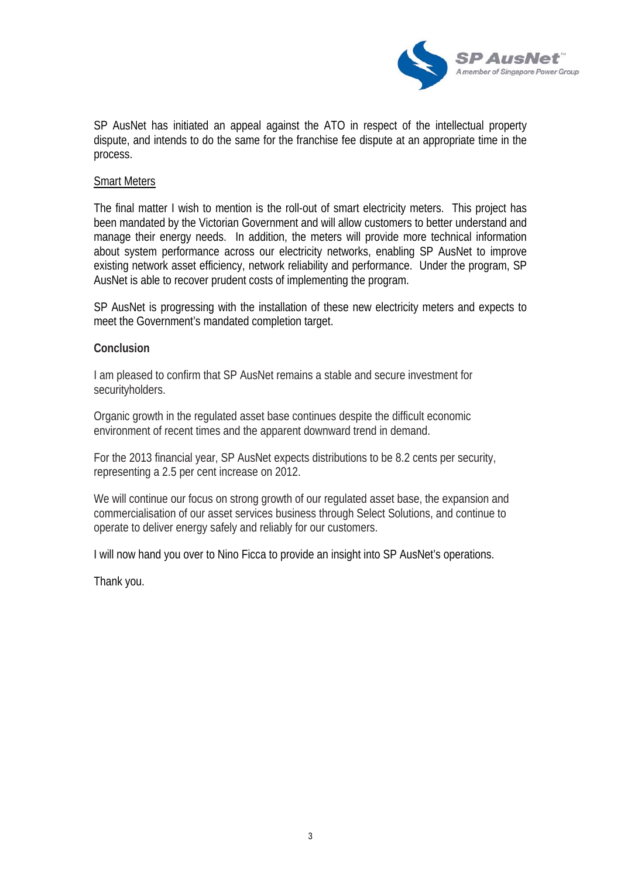SP AusNet has initiated an appeal against the ATO in respect of the intellectual property dispute, and intends to do the same for the franchise fee dispute at an appropriate time in the process.

Smart Meters

The final matter I wish to mention is the roll-out of smart electricity meters. This project has been mandated by the Victorian Government and will allow customers to better understand and manage their energy needs. In addition, the meters will provide more technical information about system performance across our electricity networks, enabling SP AusNet to improve existing network asset efficiency, network reliability and performance. Under the program, SP AusNet is able to recover prudent costs of implementing the program.

SP AusNet is progressing with the installation of these new electricity meters and expects to meet the Government's mandated completion target.

**Conclusion**

I am pleased to confirm that SP AusNet remains a stable and secure investment for securityholders.

Organic growth in the regulated asset base continues despite the difficult economic environment of recent times and the apparent downward trend in demand.

For the 2013 financial year, SP AusNet expects distributions to be 8.2 cents per security, representing a 2.5 per cent increase on 2012.

We will continue our focus on strong growth of our regulated asset base, the expansion and commercialisation of our asset services business through Select Solutions, and continue to operate to deliver energy safely and reliably for our customers.

I will now hand you over to Nino Ficca to provide an insight into SP AusNet's operations.

Thank you.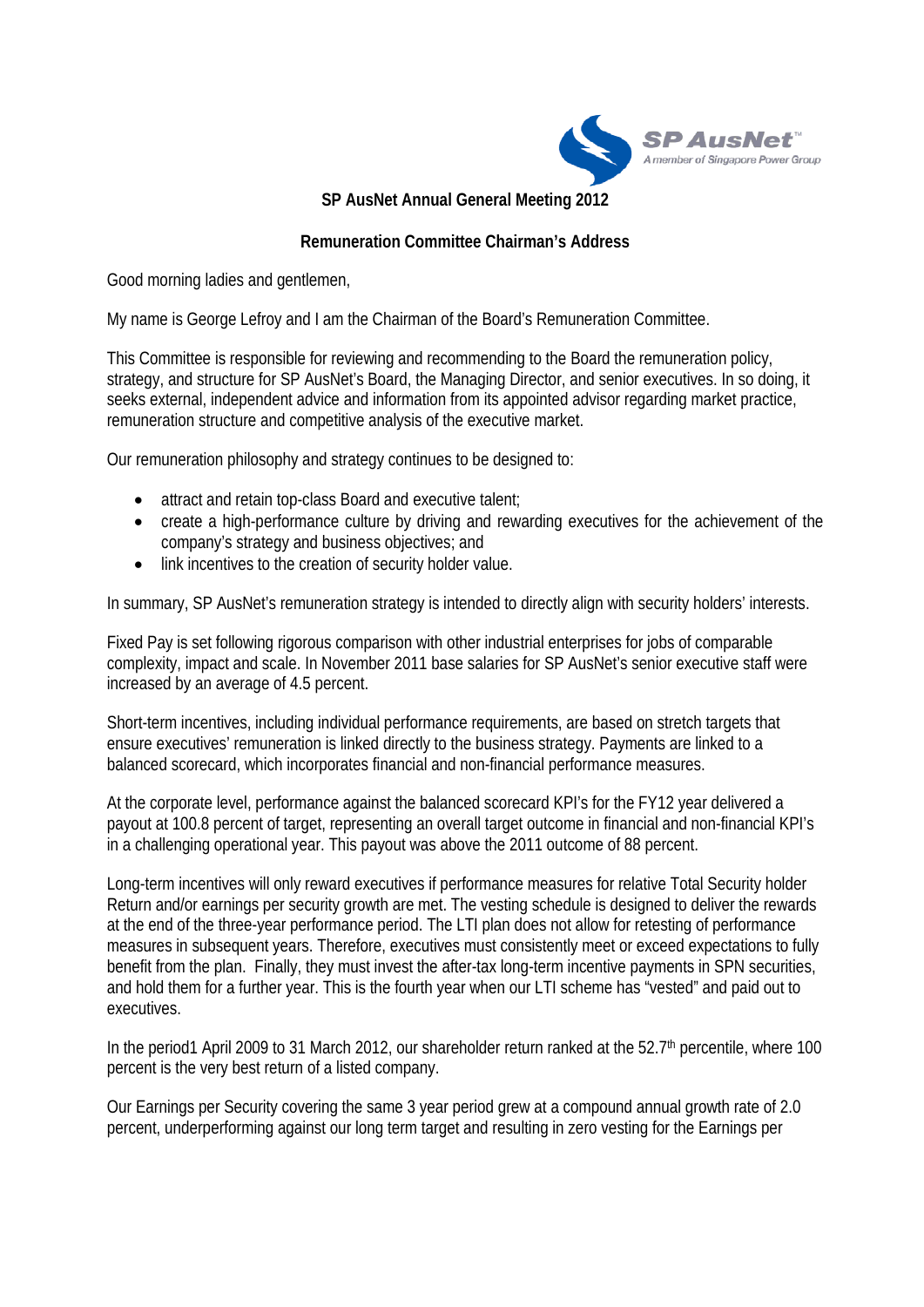## SP AusNet Annual General Meeting 2012

### Remuneration Committee Chairman's Address

Good morning ladies and gentlemen,

My name is George Lefroy and I am the Chairman of the Board's Remuneration Committee.

This Committee is responsible for reviewing and recommending to the Board the remuneration policy, strategy, and structure for SP AusNet's Board, the Managing Director, and senior executives. In so doing, it seeks external, independent advice and information from its appointed advisor regarding market practice, remuneration structure and competitive analysis of the executive market.

Our remuneration philosophy and strategy continues to be designed to:

- attract and retain top-class Board and executive talent;
- create a high-performance culture by driving and rewarding executives for the achievement of the company's strategy and business objectives; and
- link incentives to the creation of security holder value.

In summary, SP AusNet's remuneration strategy is intended to directly align with security holders' interests.

Fixed Pay is set following rigorous comparison with other industrial enterprises for jobs of comparable complexity, impact and scale. In November 2011 base salaries for SP AusNet's senior executive staff were increased by an average of 4.5 percent.

Short-term incentives, including individual performance requirements, are based on stretch targets that ensure executives' remuneration is linked directly to the business strategy. Payments are linked to a balanced scorecard, which incorporates financial and non-financial performance measures.

At the corporate level, performance against the balanced scorecard KPI's for the FY12 year delivered a payout at 100.8 percent of target, representing an overall target outcome in financial and non-financial KPI's in a challenging operational year. This payout was above the 2011 outcome of 88 percent.

Long-term incentives will only reward executives if performance measures for relative Total Security holder Return and/or earnings per security growth are met. The vesting schedule is designed to deliver the rewards at the end of the three-year performance period. The LTI plan does not allow for retesting of performance measures in subsequent years. Therefore, executives must consistently meet or exceed expectations to fully benefit from the plan. Finally, they must invest the after-tax long-term incentive payments in SPN securities, and hold them for a further year. This is the fourth year when our LTI scheme has "vested" and paid out to executives.

In the period1 April 2009 to 31 March 2012, our shareholder return ranked at the 52.7th percentile, where 100 percent is the very best return of a listed company.

Our Earnings per Security covering the same 3 year period grew at a compound annual growth rate of 2.0 percent, underperforming against our long term target and resulting in zero vesting for the Earnings per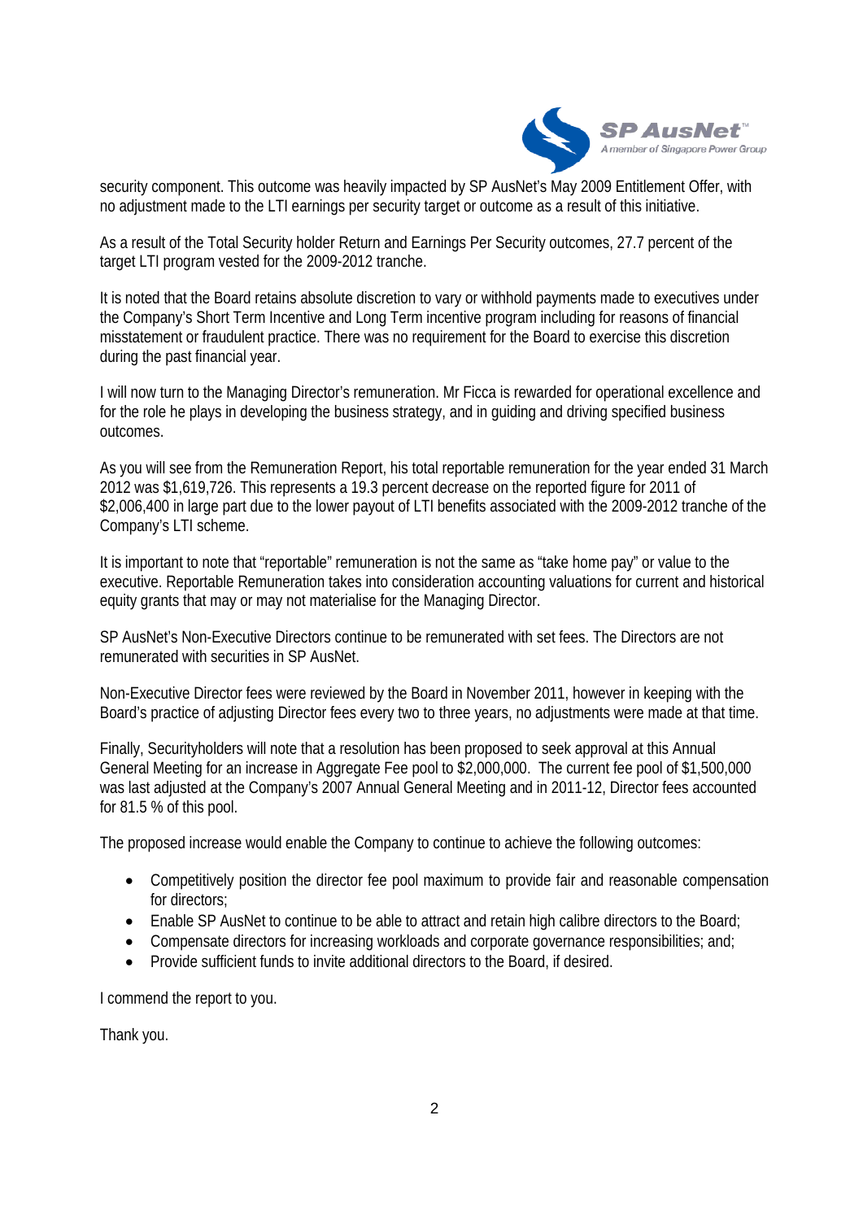security component. This outcome was heavily impacted by SP AusNet's May 2009 Entitlement Offer, with no adjustment made to the LTI earnings per security target or outcome as a result of this initiative.

As a result of the Total Security holder Return and Earnings Per Security outcomes, 27.7 percent of the target LTI program vested for the 2009-2012 tranche.

It is noted that the Board retains absolute discretion to vary or withhold payments made to executives under the Company's Short Term Incentive and Long Term incentive program including for reasons of financial misstatement or fraudulent practice. There was no requirement for the Board to exercise this discretion during the past financial year.

I will now turn to the Managing Director's remuneration. Mr Ficca is rewarded for operational excellence and for the role he plays in developing the business strategy, and in guiding and driving specified business outcomes.

As you will see from the Remuneration Report, his total reportable remuneration for the year ended 31 March 2012 was $1,619,726. This represents a 19.3 percent decrease on the reported figure for 2011 of $2,006,400 in large part due to the lower payout of LTI benefits associated with the 2009-2012 tranche of the Company's LTI scheme.

It is important to note that "reportable" remuneration is not the same as "take home pay" or value to the executive. Reportable Remuneration takes into consideration accounting valuations for current and historical equity grants that may or may not materialise for the Managing Director.

SP AusNet's Non-Executive Directors continue to be remunerated with set fees. The Directors are not remunerated with securities in SP AusNet.

Non-Executive Director fees were reviewed by the Board in November 2011, however in keeping with the Board's practice of adjusting Director fees every two to three years, no adjustments were made at that time.

Finally, Securityholders will note that a resolution has been proposed to seek approval at this Annual General Meeting for an increase in Aggregate Fee pool to $2,000,000. The current fee pool of $1,500,000 was last adjusted at the Company's 2007 Annual General Meeting and in 2011-12, Director fees accounted for 81.5 % of this pool.

The proposed increase would enable the Company to continue to achieve the following outcomes:

- Competitively position the director fee pool maximum to provide fair and reasonable compensation for directors;
- Enable SP AusNet to continue to be able to attract and retain high calibre directors to the Board;
- Compensate directors for increasing workloads and corporate governance responsibilities; and;
- Provide sufficient funds to invite additional directors to the Board, if desired.

I commend the report to you.

Thank you.